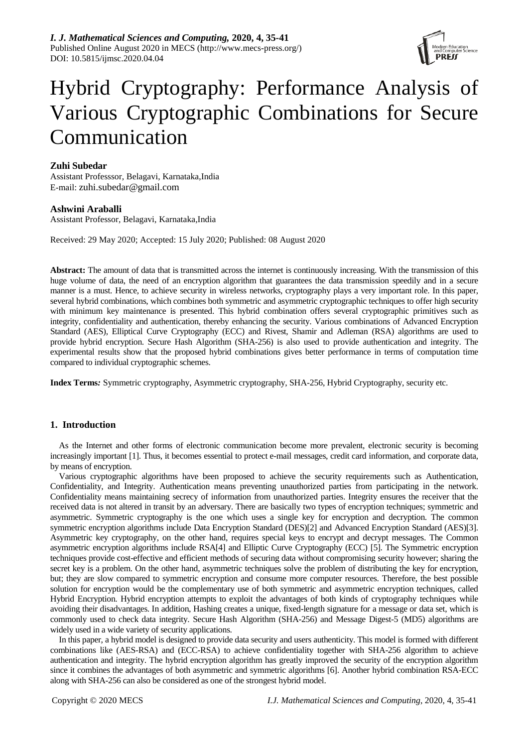# Hybrid Cryptography: Performance Analysis of Various Cryptographic Combinations for Secure Communication

**Zuhi Subedar**
Assistant Professsor, Belagavi, Karnataka,India
E-mail: zuhi.subedar@gmail.com

**Ashwini Araballi**
Assistant Professor, Belagavi, Karnataka,India

Received: 29 May 2020; Accepted: 15 July 2020; Published: 08 August 2020

**Abstract:** The amount of data that is transmitted across the internet is continuously increasing. With the transmission of this huge volume of data, the need of an encryption algorithm that guarantees the data transmission speedily and in a secure manner is a must. Hence, to achieve security in wireless networks, cryptography plays a very important role. In this paper, several hybrid combinations, which combines both symmetric and asymmetric cryptographic techniques to offer high security with minimum key maintenance is presented. This hybrid combination offers several cryptographic primitives such as integrity, confidentiality and authentication, thereby enhancing the security. Various combinations of Advanced Encryption Standard (AES), Elliptical Curve Cryptography (ECC) and Rivest, Shamir and Adleman (RSA) algorithms are used to provide hybrid encryption. Secure Hash Algorithm (SHA-256) is also used to provide authentication and integrity. The experimental results show that the proposed hybrid combinations gives better performance in terms of computation time compared to individual cryptographic schemes.

**Index Terms***:* Symmetric cryptography, Asymmetric cryptography, SHA-256, Hybrid Cryptography, security etc.

## 1. Introduction

As the Internet and other forms of electronic communication become more prevalent, electronic security is becoming increasingly important [1]. Thus, it becomes essential to protect e-mail messages, credit card information, and corporate data, by means of encryption.

Various cryptographic algorithms have been proposed to achieve the security requirements such as Authentication, Confidentiality, and Integrity. Authentication means preventing unauthorized parties from participating in the network. Confidentiality means maintaining secrecy of information from unauthorized parties. Integrity ensures the receiver that the received data is not altered in transit by an adversary. There are basically two types of encryption techniques; symmetric and asymmetric. Symmetric cryptography is the one which uses a single key for encryption and decryption. The common symmetric encryption algorithms include Data Encryption Standard (DES)[2] and Advanced Encryption Standard (AES)[3]. Asymmetric key cryptography, on the other hand, requires special keys to encrypt and decrypt messages. The Common asymmetric encryption algorithms include RSA[4] and Elliptic Curve Cryptography (ECC) [5]. The Symmetric encryption techniques provide cost-effective and efficient methods of securing data without compromising security however; sharing the secret key is a problem. On the other hand, asymmetric techniques solve the problem of distributing the key for encryption, but; they are slow compared to symmetric encryption and consume more computer resources. Therefore, the best possible solution for encryption would be the complementary use of both symmetric and asymmetric encryption techniques, called Hybrid Encryption. Hybrid encryption attempts to exploit the advantages of both kinds of cryptography techniques while avoiding their disadvantages. In addition, Hashing creates a unique, fixed-length signature for a message or data set, which is commonly used to check data integrity. Secure Hash Algorithm (SHA-256) and Message Digest-5 (MD5) algorithms are widely used in a wide variety of security applications.

In this paper, a hybrid model is designed to provide data security and users authenticity. This model is formed with different combinations like (AES-RSA) and (ECC-RSA) to achieve confidentiality together with SHA-256 algorithm to achieve authentication and integrity. The hybrid encryption algorithm has greatly improved the security of the encryption algorithm since it combines the advantages of both asymmetric and symmetric algorithms [6]. Another hybrid combination RSA-ECC along with SHA-256 can also be considered as one of the strongest hybrid model.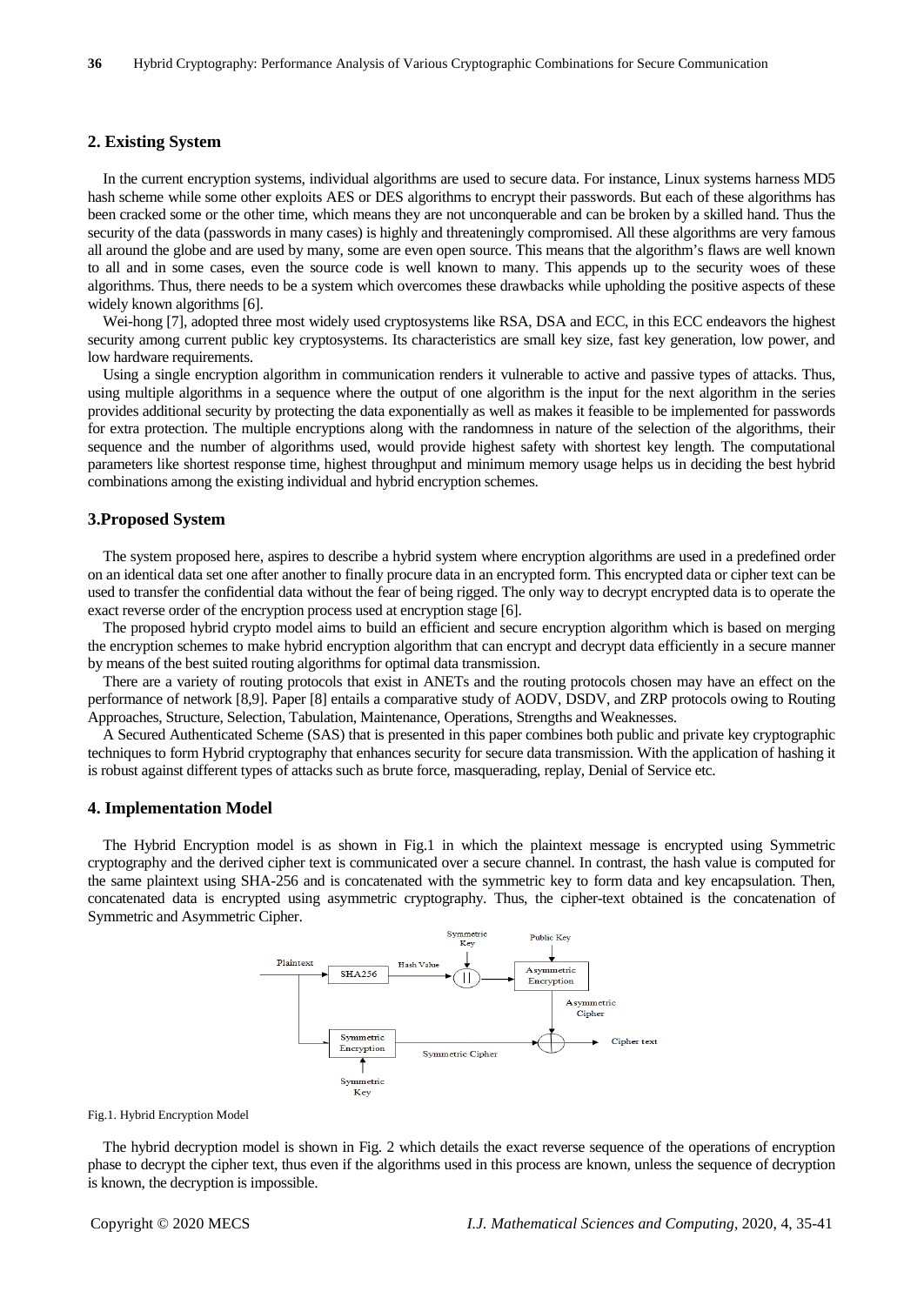## 2. Existing System

In the current encryption systems, individual algorithms are used to secure data. For instance, Linux systems harness MD5 hash scheme while some other exploits AES or DES algorithms to encrypt their passwords. But each of these algorithms has been cracked some or the other time, which means they are not unconquerable and can be broken by a skilled hand. Thus the security of the data (passwords in many cases) is highly and threateningly compromised. All these algorithms are very famous all around the globe and are used by many, some are even open source. This means that the algorithm's flaws are well known to all and in some cases, even the source code is well known to many. This appends up to the security woes of these algorithms. Thus, there needs to be a system which overcomes these drawbacks while upholding the positive aspects of these widely known algorithms [6].

Wei-hong [7], adopted three most widely used cryptosystems like RSA, DSA and ECC, in this ECC endeavors the highest security among current public key cryptosystems. Its characteristics are small key size, fast key generation, low power, and low hardware requirements.

Using a single encryption algorithm in communication renders it vulnerable to active and passive types of attacks. Thus, using multiple algorithms in a sequence where the output of one algorithm is the input for the next algorithm in the series provides additional security by protecting the data exponentially as well as makes it feasible to be implemented for passwords for extra protection. The multiple encryptions along with the randomness in nature of the selection of the algorithms, their sequence and the number of algorithms used, would provide highest safety with shortest key length. The computational parameters like shortest response time, highest throughput and minimum memory usage helps us in deciding the best hybrid combinations among the existing individual and hybrid encryption schemes.

## 3.Proposed System

The system proposed here, aspires to describe a hybrid system where encryption algorithms are used in a predefined order on an identical data set one after another to finally procure data in an encrypted form. This encrypted data or cipher text can be used to transfer the confidential data without the fear of being rigged. The only way to decrypt encrypted data is to operate the exact reverse order of the encryption process used at encryption stage [6].

The proposed hybrid crypto model aims to build an efficient and secure encryption algorithm which is based on merging the encryption schemes to make hybrid encryption algorithm that can encrypt and decrypt data efficiently in a secure manner by means of the best suited routing algorithms for optimal data transmission.

There are a variety of routing protocols that exist in ANETs and the routing protocols chosen may have an effect on the performance of network [8,9]. Paper [8] entails a comparative study of AODV, DSDV, and ZRP protocols owing to Routing Approaches, Structure, Selection, Tabulation, Maintenance, Operations, Strengths and Weaknesses.

A Secured Authenticated Scheme (SAS) that is presented in this paper combines both public and private key cryptographic techniques to form Hybrid cryptography that enhances security for secure data transmission. With the application of hashing it is robust against different types of attacks such as brute force, masquerading, replay, Denial of Service etc.

## 4. Implementation Model

The Hybrid Encryption model is as shown in Fig.1 in which the plaintext message is encrypted using Symmetric cryptography and the derived cipher text is communicated over a secure channel. In contrast, the hash value is computed for the same plaintext using SHA-256 and is concatenated with the symmetric key to form data and key encapsulation. Then, concatenated data is encrypted using asymmetric cryptography. Thus, the cipher-text obtained is the concatenation of Symmetric and Asymmetric Cipher.

Fig.1. Hybrid Encryption Model

The hybrid decryption model is shown in Fig. 2 which details the exact reverse sequence of the operations of encryption phase to decrypt the cipher text, thus even if the algorithms used in this process are known, unless the sequence of decryption is known, the decryption is impossible.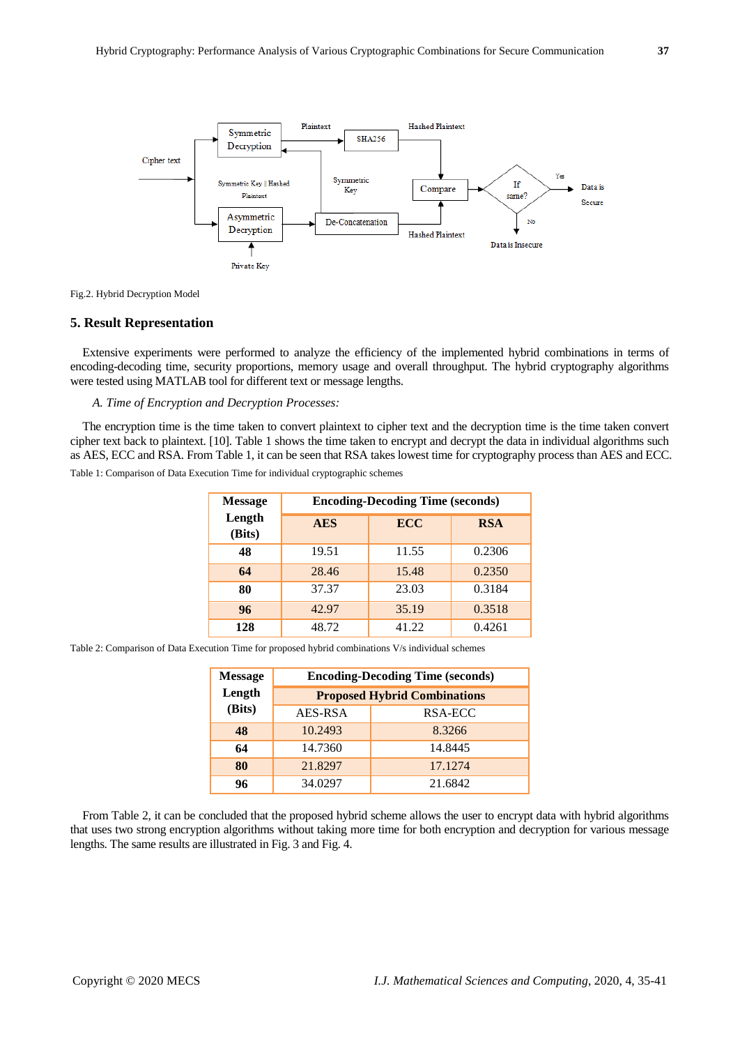Fig.2. Hybrid Decryption Model

## 5. Result Representation

Extensive experiments were performed to analyze the efficiency of the implemented hybrid combinations in terms of encoding-decoding time, security proportions, memory usage and overall throughput. The hybrid cryptography algorithms were tested using MATLAB tool for different text or message lengths.

### *A. Time of Encryption and Decryption Processes:*

The encryption time is the time taken to convert plaintext to cipher text and the decryption time is the time taken convert cipher text back to plaintext. [10]. Table 1 shows the time taken to encrypt and decrypt the data in individual algorithms such as AES, ECC and RSA. From Table 1, it can be seen that RSA takes lowest time for cryptography process than AES and ECC.

Table 1: Comparison of Data Execution Time for individual cryptographic schemes

| Message Length (Bits) | Encoding-Decoding Time (seconds) | | |
|---|---|---|---|
| | **AES** | **ECC** | **RSA** |
| **48** | 19.51 | 11.55 | 0.2306 |
| **64** | 28.46 | 15.48 | 0.2350 |
| **80** | 37.37 | 23.03 | 0.3184 |
| **96** | 42.97 | 35.19 | 0.3518 |
| **128** | 48.72 | 41.22 | 0.4261 |

Table 2: Comparison of Data Execution Time for proposed hybrid combinations V/s individual schemes

| Message Length (Bits) | Encoding-Decoding Time (seconds) | |
|---|---|---|
| | **Proposed Hybrid Combinations** | |
| | AES-RSA | RSA-ECC |
| **48** | 10.2493 | 8.3266 |
| **64** | 14.7360 | 14.8445 |
| **80** | 21.8297 | 17.1274 |
| **96** | 34.0297 | 21.6842 |

From Table 2, it can be concluded that the proposed hybrid scheme allows the user to encrypt data with hybrid algorithms that uses two strong encryption algorithms without taking more time for both encryption and decryption for various message lengths. The same results are illustrated in Fig. 3 and Fig. 4.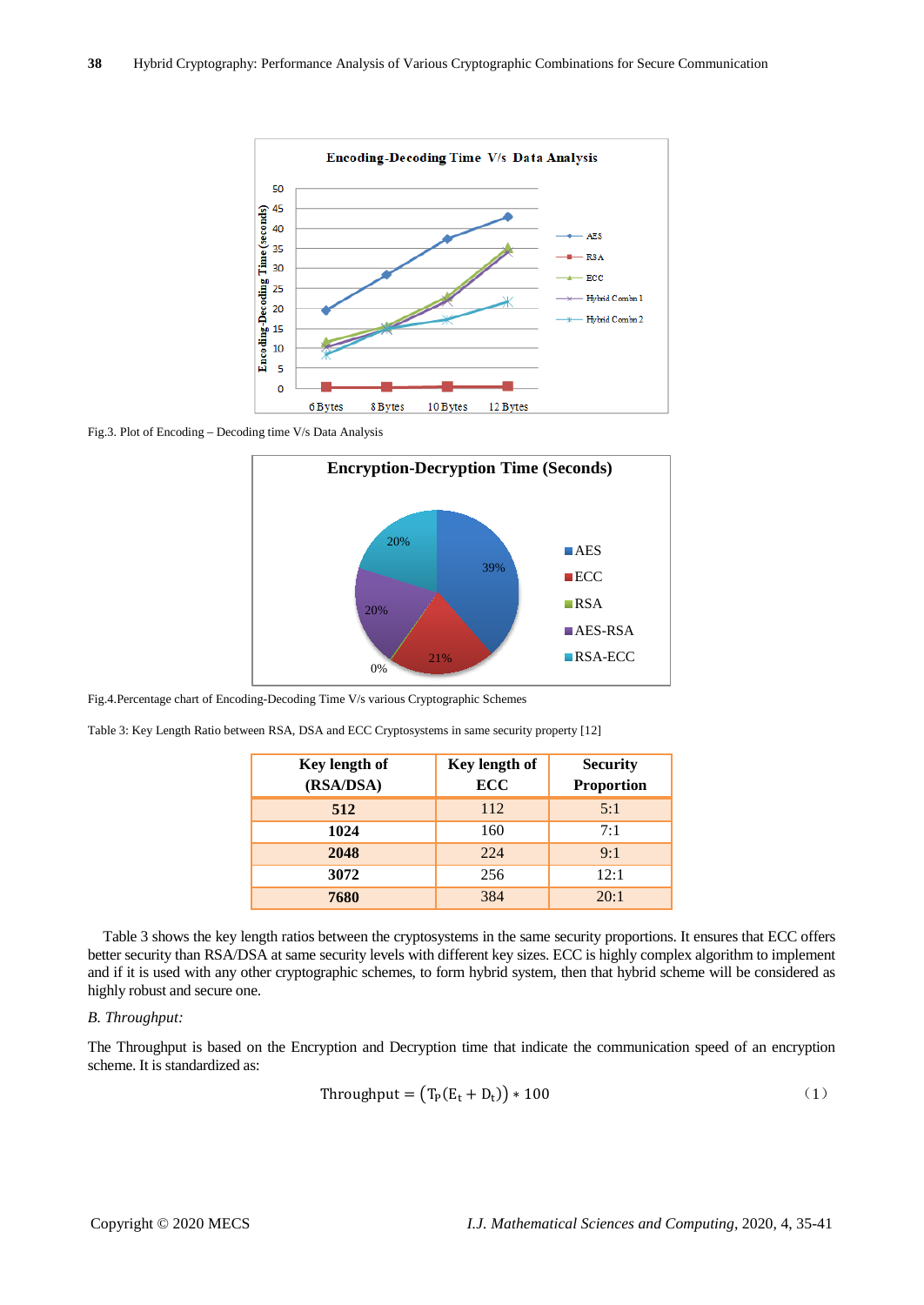Fig.3. Plot of Encoding – Decoding time V/s Data Analysis

Fig.4.Percentage chart of Encoding-Decoding Time V/s various Cryptographic Schemes

Table 3: Key Length Ratio between RSA, DSA and ECC Cryptosystems in same security property [12]

| Key length of (RSA/DSA) | Key length of ECC | Security Proportion |
|---|---|---|
| **512** | 112 | 5:1 |
| **1024** | 160 | 7:1 |
| **2048** | 224 | 9:1 |
| **3072** | 256 | 12:1 |
| **7680** | 384 | 20:1 |

Table 3 shows the key length ratios between the cryptosystems in the same security proportions. It ensures that ECC offers better security than RSA/DSA at same security levels with different key sizes. ECC is highly complex algorithm to implement and if it is used with any other cryptographic schemes, to form hybrid system, then that hybrid scheme will be considered as highly robust and secure one.

*B. Throughput:*

The Throughput is based on the Encryption and Decryption time that indicate the communication speed of an encryption scheme. It is standardized as:

$$\text{Throughput} = \left(T_P(E_t + D_t)\right) * 100 \tag{1}$$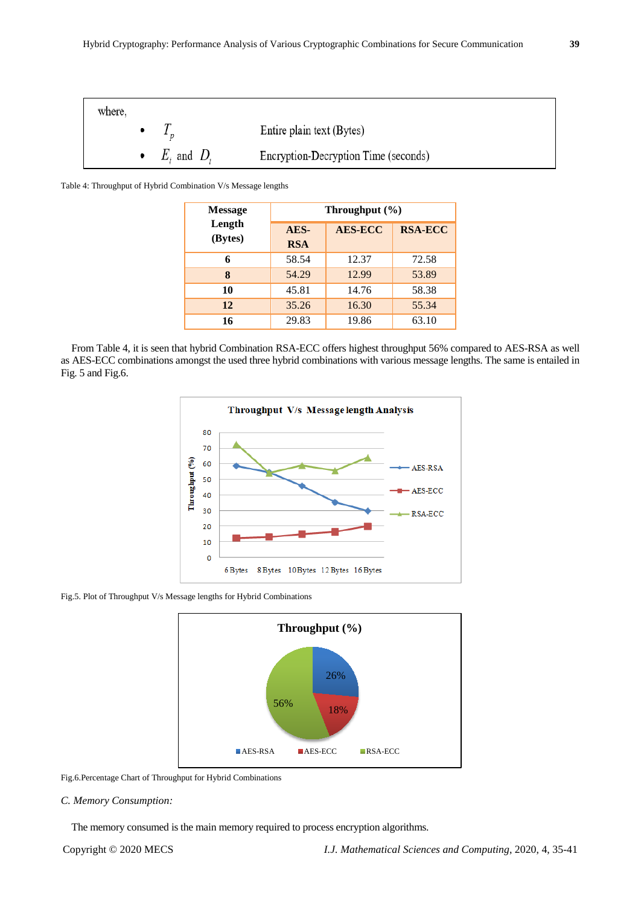where,

- $T_p$ Entire plain text (Bytes)
- $E_t$ and $D_t$ Encryption-Decryption Time (seconds)

Table 4: Throughput of Hybrid Combination V/s Message lengths

| Message Length (Bytes) | Throughput (%) | | |
|---|---|---|---|
| | AES-RSA | AES-ECC | RSA-ECC |
| **6** | 58.54 | 12.37 | 72.58 |
| **8** | 54.29 | 12.99 | 53.89 |
| **10** | 45.81 | 14.76 | 58.38 |
| **12** | 35.26 | 16.30 | 55.34 |
| **16** | 29.83 | 19.86 | 63.10 |

From Table 4, it is seen that hybrid Combination RSA-ECC offers highest throughput 56% compared to AES-RSA as well as AES-ECC combinations amongst the used three hybrid combinations with various message lengths. The same is entailed in Fig. 5 and Fig.6.

Fig.5. Plot of Throughput V/s Message lengths for Hybrid Combinations

Fig.6.Percentage Chart of Throughput for Hybrid Combinations

*C. Memory Consumption:*

The memory consumed is the main memory required to process encryption algorithms.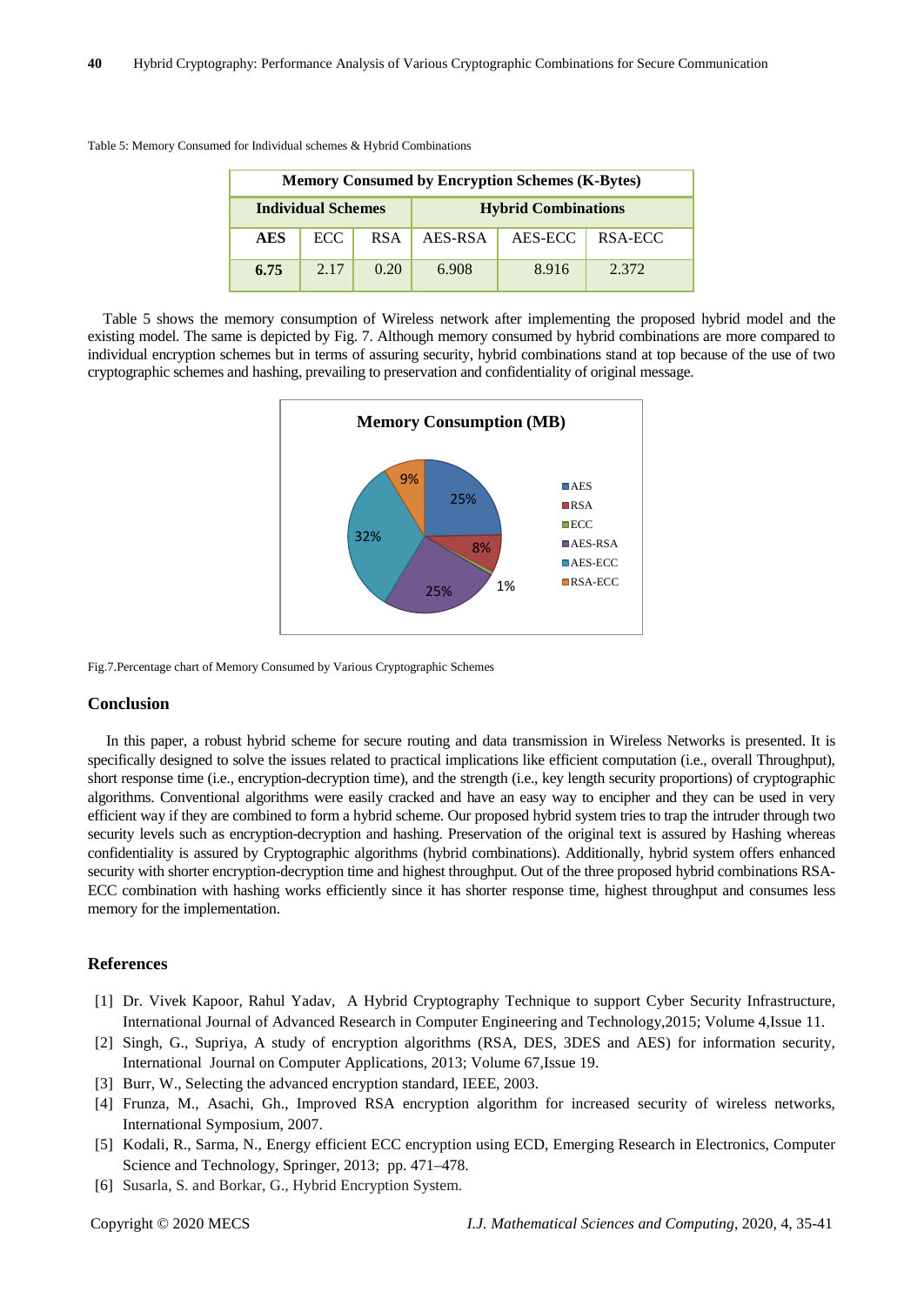Table 5: Memory Consumed for Individual schemes & Hybrid Combinations

| Memory Consumed by Encryption Schemes (K-Bytes) | | | | | |
|---|---|---|---|---|---|
| **Individual Schemes** | | | **Hybrid Combinations** | | |
| **AES** | ECC | RSA | AES-RSA | AES-ECC | RSA-ECC |
| **6.75** | 2.17 | 0.20 | 6.908 | 8.916 | 2.372 |

Table 5 shows the memory consumption of Wireless network after implementing the proposed hybrid model and the existing model. The same is depicted by Fig. 7. Although memory consumed by hybrid combinations are more compared to individual encryption schemes but in terms of assuring security, hybrid combinations stand at top because of the use of two cryptographic schemes and hashing, prevailing to preservation and confidentiality of original message.

Fig.7.Percentage chart of Memory Consumed by Various Cryptographic Schemes

## Conclusion

In this paper, a robust hybrid scheme for secure routing and data transmission in Wireless Networks is presented. It is specifically designed to solve the issues related to practical implications like efficient computation (i.e., overall Throughput), short response time (i.e., encryption-decryption time), and the strength (i.e., key length security proportions) of cryptographic algorithms. Conventional algorithms were easily cracked and have an easy way to encipher and they can be used in very efficient way if they are combined to form a hybrid scheme. Our proposed hybrid system tries to trap the intruder through two security levels such as encryption-decryption and hashing. Preservation of the original text is assured by Hashing whereas confidentiality is assured by Cryptographic algorithms (hybrid combinations). Additionally, hybrid system offers enhanced security with shorter encryption-decryption time and highest throughput. Out of the three proposed hybrid combinations RSA-ECC combination with hashing works efficiently since it has shorter response time, highest throughput and consumes less memory for the implementation.

## References

[1] Dr. Vivek Kapoor, Rahul Yadav, A Hybrid Cryptography Technique to support Cyber Security Infrastructure, International Journal of Advanced Research in Computer Engineering and Technology,2015; Volume 4,Issue 11.

[2] Singh, G., Supriya, A study of encryption algorithms (RSA, DES, 3DES and AES) for information security, International Journal on Computer Applications, 2013; Volume 67,Issue 19.

[3] Burr, W., Selecting the advanced encryption standard, IEEE, 2003.

[4] Frunza, M., Asachi, Gh., Improved RSA encryption algorithm for increased security of wireless networks, International Symposium, 2007.

[5] Kodali, R., Sarma, N., Energy efficient ECC encryption using ECD, Emerging Research in Electronics, Computer Science and Technology, Springer, 2013; pp. 471–478.

[6] Susarla, S. and Borkar, G., Hybrid Encryption System.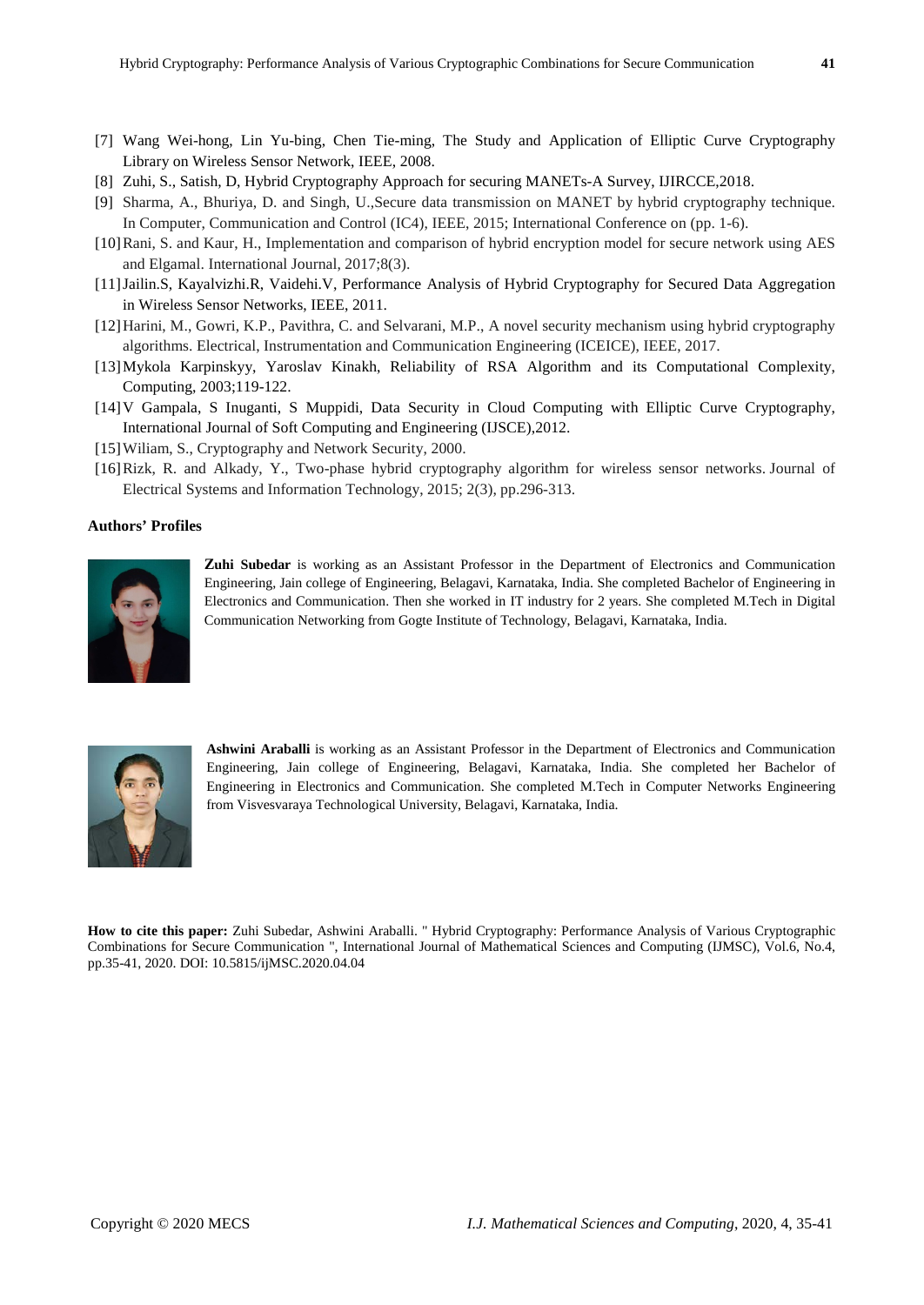[7] Wang Wei-hong, Lin Yu-bing, Chen Tie-ming, The Study and Application of Elliptic Curve Cryptography Library on Wireless Sensor Network, IEEE, 2008.

[8] Zuhi, S., Satish, D, Hybrid Cryptography Approach for securing MANETs-A Survey, IJIRCCE,2018.

[9] Sharma, A., Bhuriya, D. and Singh, U.,Secure data transmission on MANET by hybrid cryptography technique. In Computer, Communication and Control (IC4), IEEE, 2015; International Conference on (pp. 1-6).

[10] Rani, S. and Kaur, H., Implementation and comparison of hybrid encryption model for secure network using AES and Elgamal. International Journal, 2017;8(3).

[11] Jailin.S, Kayalvizhi.R, Vaidehi.V, Performance Analysis of Hybrid Cryptography for Secured Data Aggregation in Wireless Sensor Networks, IEEE, 2011.

[12] Harini, M., Gowri, K.P., Pavithra, C. and Selvarani, M.P., A novel security mechanism using hybrid cryptography algorithms. Electrical, Instrumentation and Communication Engineering (ICEICE), IEEE, 2017.

[13] Mykola Karpinskyy, Yaroslav Kinakh, Reliability of RSA Algorithm and its Computational Complexity, Computing, 2003;119-122.

[14] V Gampala, S Inuganti, S Muppidi, Data Security in Cloud Computing with Elliptic Curve Cryptography, International Journal of Soft Computing and Engineering (IJSCE),2012.

[15] Wiliam, S., Cryptography and Network Security, 2000.

[16] Rizk, R. and Alkady, Y., Two-phase hybrid cryptography algorithm for wireless sensor networks. Journal of Electrical Systems and Information Technology, 2015; 2(3), pp.296-313.

**Authors' Profiles**

**Zuhi Subedar** is working as an Assistant Professor in the Department of Electronics and Communication Engineering, Jain college of Engineering, Belagavi, Karnataka, India. She completed Bachelor of Engineering in Electronics and Communication. Then she worked in IT industry for 2 years. She completed M.Tech in Digital Communication Networking from Gogte Institute of Technology, Belagavi, Karnataka, India.

**Ashwini Araballi** is working as an Assistant Professor in the Department of Electronics and Communication Engineering, Jain college of Engineering, Belagavi, Karnataka, India. She completed her Bachelor of Engineering in Electronics and Communication. She completed M.Tech in Computer Networks Engineering from Visvesvaraya Technological University, Belagavi, Karnataka, India.

**How to cite this paper:** Zuhi Subedar, Ashwini Araballi. " Hybrid Cryptography: Performance Analysis of Various Cryptographic Combinations for Secure Communication ", International Journal of Mathematical Sciences and Computing (IJMSC), Vol.6, No.4, pp.35-41, 2020. DOI: 10.5815/ijMSC.2020.04.04